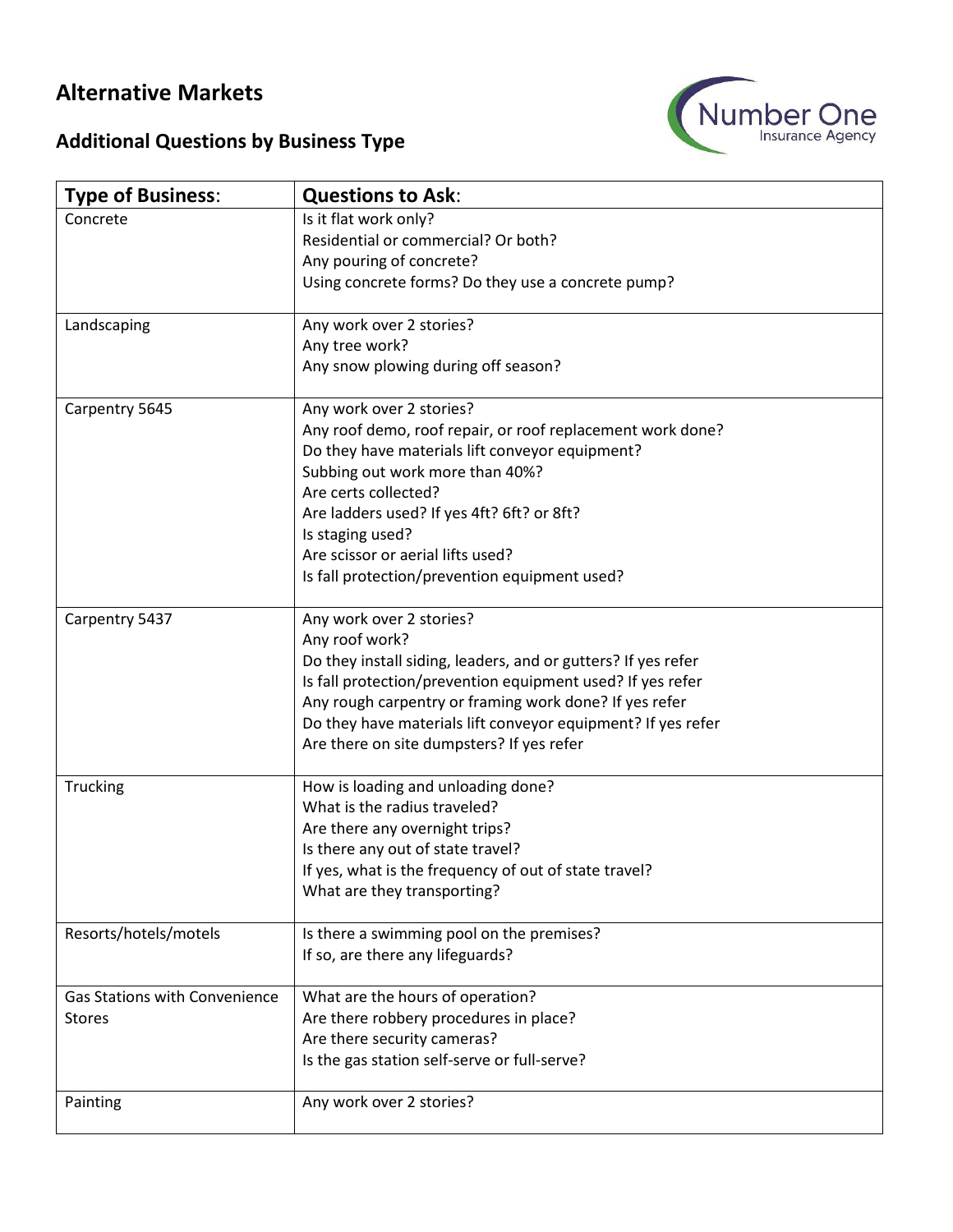# Alternative Markets

## Additional Questions by Business Type

Number One Insurance Agency

| Type of Business: | Questions to Ask: |
|---|---|
| Concrete | Is it flat work only?<br>Residential or commercial? Or both?<br>Any pouring of concrete?<br>Using concrete forms? Do they use a concrete pump? |
| Landscaping | Any work over 2 stories?<br>Any tree work?<br>Any snow plowing during off season? |
| Carpentry 5645 | Any work over 2 stories?<br>Any roof demo, roof repair, or roof replacement work done?<br>Do they have materials lift conveyor equipment?<br>Subbing out work more than 40%?<br>Are certs collected?<br>Are ladders used? If yes 4ft? 6ft? or 8ft?<br>Is staging used?<br>Are scissor or aerial lifts used?<br>Is fall protection/prevention equipment used? |
| Carpentry 5437 | Any work over 2 stories?<br>Any roof work?<br>Do they install siding, leaders, and or gutters? If yes refer<br>Is fall protection/prevention equipment used? If yes refer<br>Any rough carpentry or framing work done? If yes refer<br>Do they have materials lift conveyor equipment? If yes refer<br>Are there on site dumpsters? If yes refer |
| Trucking | How is loading and unloading done?<br>What is the radius traveled?<br>Are there any overnight trips?<br>Is there any out of state travel?<br>If yes, what is the frequency of out of state travel?<br>What are they transporting? |
| Resorts/hotels/motels | Is there a swimming pool on the premises?<br>If so, are there any lifeguards? |
| Gas Stations with Convenience Stores | What are the hours of operation?<br>Are there robbery procedures in place?<br>Are there security cameras?<br>Is the gas station self-serve or full-serve? |
| Painting | Any work over 2 stories? |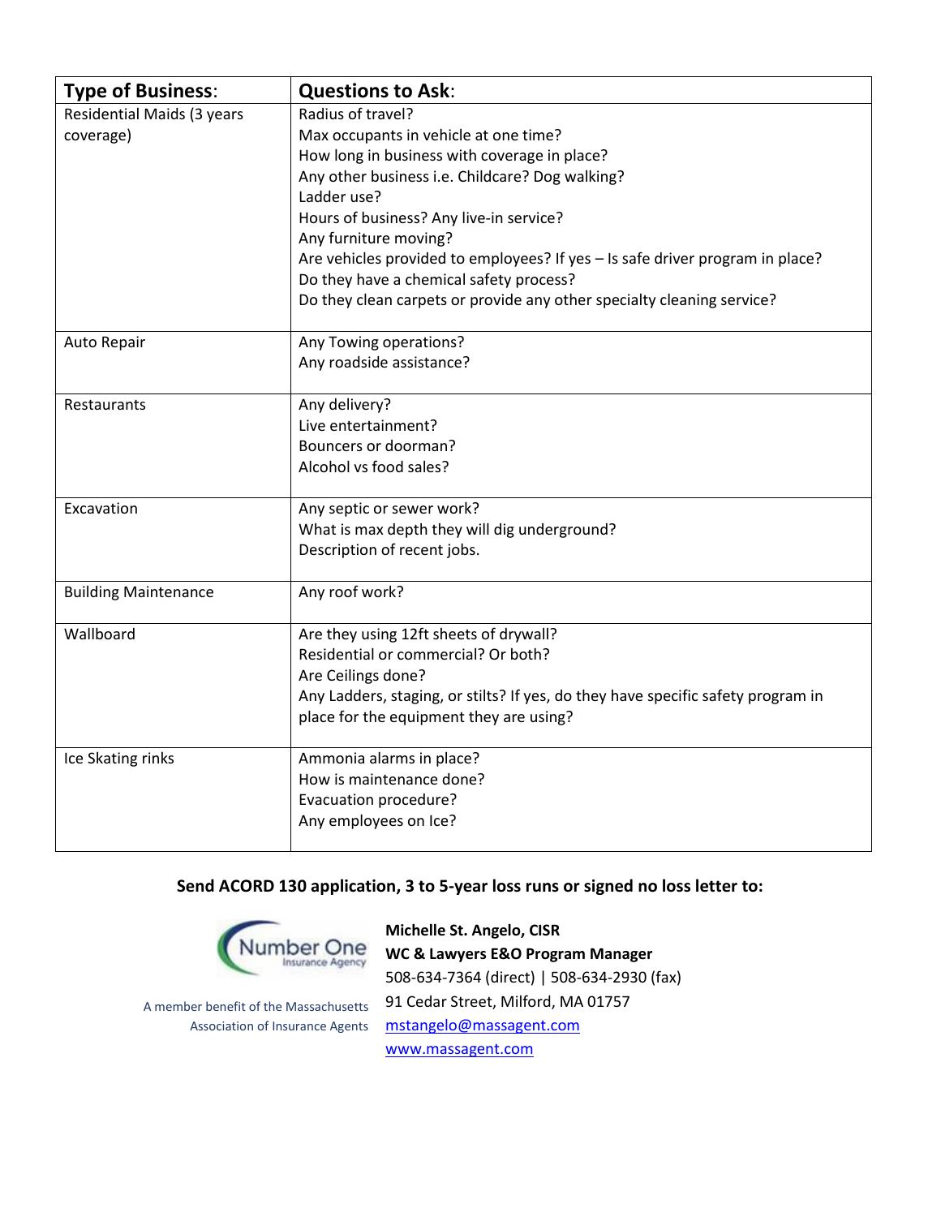| **Type of Business**: | **Questions to Ask**: |
|---|---|
| Residential Maids (3 years coverage) | Radius of travel?<br>Max occupants in vehicle at one time?<br>How long in business with coverage in place?<br>Any other business i.e. Childcare? Dog walking?<br>Ladder use?<br>Hours of business? Any live-in service?<br>Any furniture moving?<br>Are vehicles provided to employees? If yes – Is safe driver program in place?<br>Do they have a chemical safety process?<br>Do they clean carpets or provide any other specialty cleaning service? |
| Auto Repair | Any Towing operations?<br>Any roadside assistance? |
| Restaurants | Any delivery?<br>Live entertainment?<br>Bouncers or doorman?<br>Alcohol vs food sales? |
| Excavation | Any septic or sewer work?<br>What is max depth they will dig underground?<br>Description of recent jobs. |
| Building Maintenance | Any roof work? |
| Wallboard | Are they using 12ft sheets of drywall?<br>Residential or commercial? Or both?<br>Are Ceilings done?<br>Any Ladders, staging, or stilts? If yes, do they have specific safety program in place for the equipment they are using? |
| Ice Skating rinks | Ammonia alarms in place?<br>How is maintenance done?<br>Evacuation procedure?<br>Any employees on Ice? |

**Send ACORD 130 application, 3 to 5-year loss runs or signed no loss letter to:**

Number One Insurance Agency

A member benefit of the Massachusetts Association of Insurance Agents

**Michelle St. Angelo, CISR**
**WC & Lawyers E&O Program Manager**
508-634-7364 (direct) | 508-634-2930 (fax)
91 Cedar Street, Milford, MA 01757
mstangelo@massagent.com
www.massagent.com